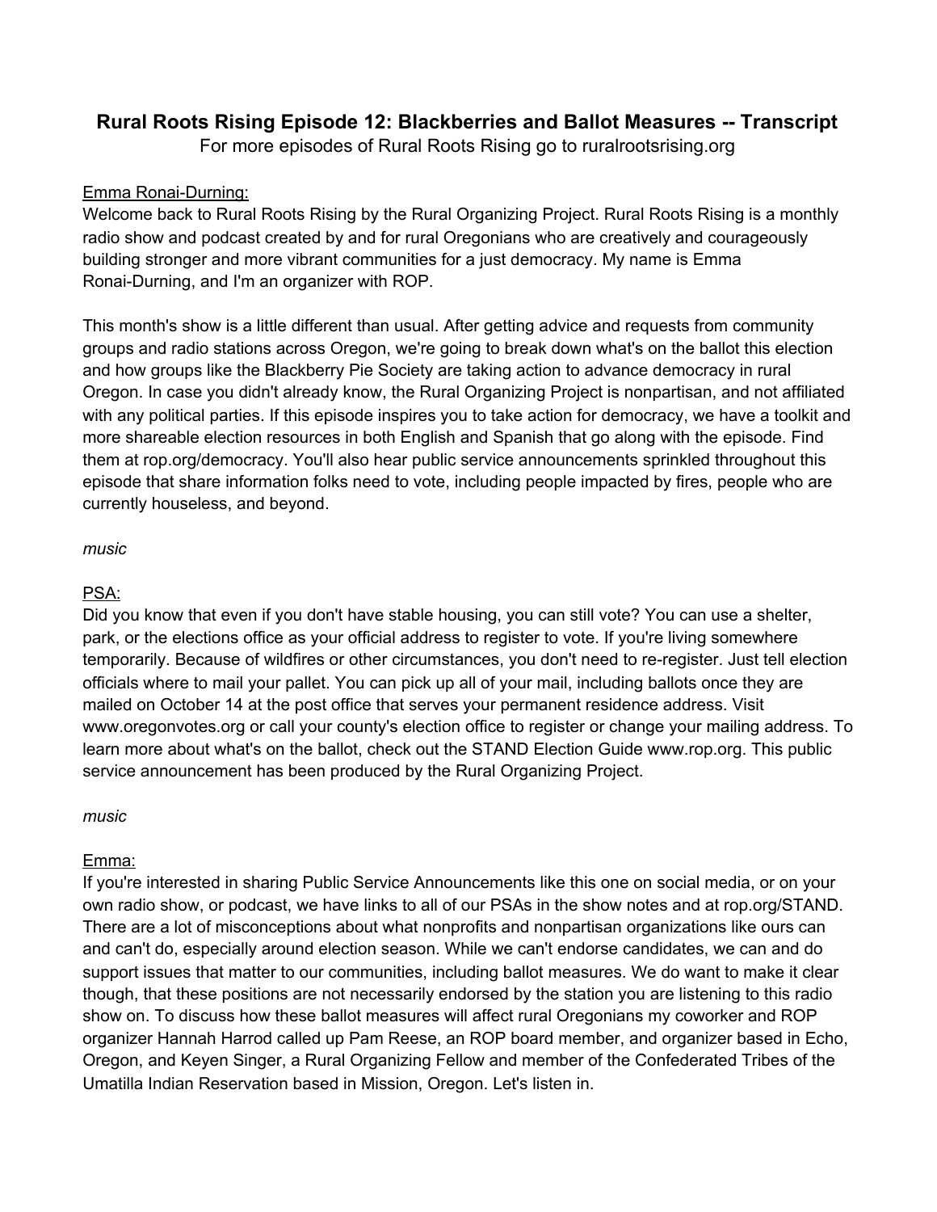# Rural Roots Rising Episode 12: Blackberries and Ballot Measures -- Transcript

For more episodes of Rural Roots Rising go to ruralrootsrising.org

Emma Ronai-Durning:

Welcome back to Rural Roots Rising by the Rural Organizing Project. Rural Roots Rising is a monthly radio show and podcast created by and for rural Oregonians who are creatively and courageously building stronger and more vibrant communities for a just democracy. My name is Emma Ronai-Durning, and I'm an organizer with ROP.

This month's show is a little different than usual. After getting advice and requests from community groups and radio stations across Oregon, we're going to break down what's on the ballot this election and how groups like the Blackberry Pie Society are taking action to advance democracy in rural Oregon. In case you didn't already know, the Rural Organizing Project is nonpartisan, and not affiliated with any political parties. If this episode inspires you to take action for democracy, we have a toolkit and more shareable election resources in both English and Spanish that go along with the episode. Find them at rop.org/democracy. You'll also hear public service announcements sprinkled throughout this episode that share information folks need to vote, including people impacted by fires, people who are currently houseless, and beyond.

*music*

PSA:

Did you know that even if you don't have stable housing, you can still vote? You can use a shelter, park, or the elections office as your official address to register to vote. If you're living somewhere temporarily. Because of wildfires or other circumstances, you don't need to re-register. Just tell election officials where to mail your pallet. You can pick up all of your mail, including ballots once they are mailed on October 14 at the post office that serves your permanent residence address. Visit www.oregonvotes.org or call your county's election office to register or change your mailing address. To learn more about what's on the ballot, check out the STAND Election Guide www.rop.org. This public service announcement has been produced by the Rural Organizing Project.

*music*

Emma:

If you're interested in sharing Public Service Announcements like this one on social media, or on your own radio show, or podcast, we have links to all of our PSAs in the show notes and at rop.org/STAND. There are a lot of misconceptions about what nonprofits and nonpartisan organizations like ours can and can't do, especially around election season. While we can't endorse candidates, we can and do support issues that matter to our communities, including ballot measures. We do want to make it clear though, that these positions are not necessarily endorsed by the station you are listening to this radio show on. To discuss how these ballot measures will affect rural Oregonians my coworker and ROP organizer Hannah Harrod called up Pam Reese, an ROP board member, and organizer based in Echo, Oregon, and Keyen Singer, a Rural Organizing Fellow and member of the Confederated Tribes of the Umatilla Indian Reservation based in Mission, Oregon. Let's listen in.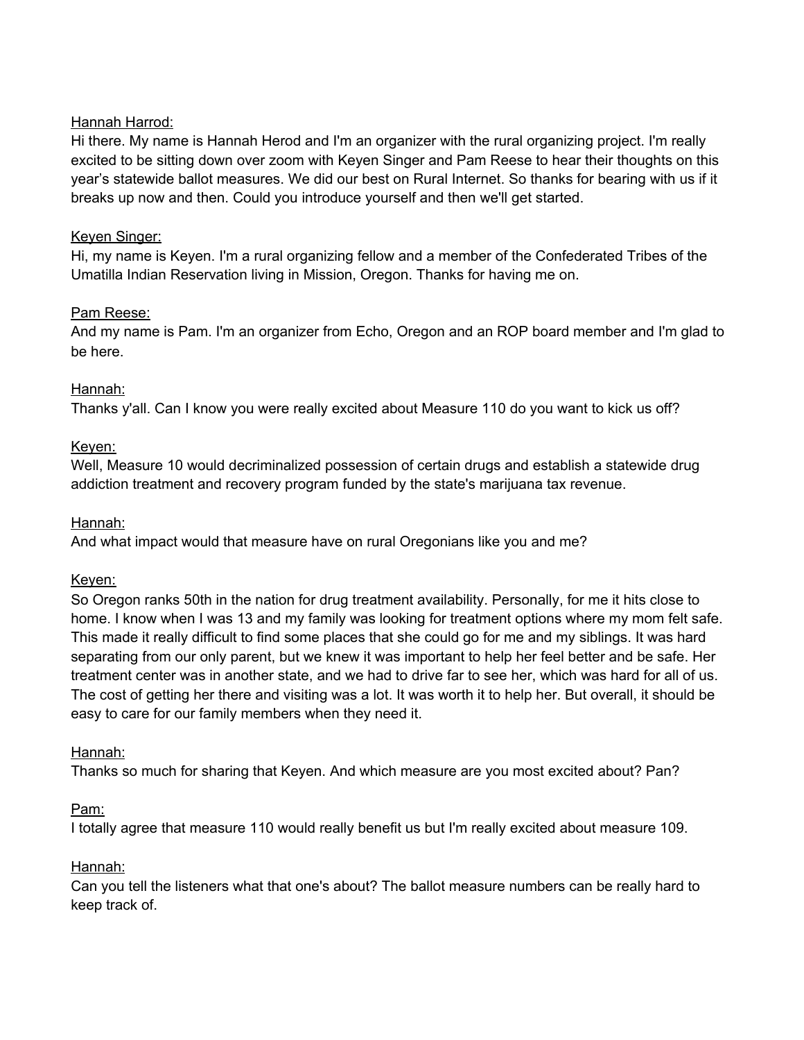<u>Hannah Harrod:</u>
Hi there. My name is Hannah Herod and I'm an organizer with the rural organizing project. I'm really excited to be sitting down over zoom with Keyen Singer and Pam Reese to hear their thoughts on this year's statewide ballot measures. We did our best on Rural Internet. So thanks for bearing with us if it breaks up now and then. Could you introduce yourself and then we'll get started.

<u>Keyen Singer:</u>
Hi, my name is Keyen. I'm a rural organizing fellow and a member of the Confederated Tribes of the Umatilla Indian Reservation living in Mission, Oregon. Thanks for having me on.

<u>Pam Reese:</u>
And my name is Pam. I'm an organizer from Echo, Oregon and an ROP board member and I'm glad to be here.

<u>Hannah:</u>
Thanks y'all. Can I know you were really excited about Measure 110 do you want to kick us off?

<u>Keyen:</u>
Well, Measure 10 would decriminalized possession of certain drugs and establish a statewide drug addiction treatment and recovery program funded by the state's marijuana tax revenue.

<u>Hannah:</u>
And what impact would that measure have on rural Oregonians like you and me?

<u>Keyen:</u>
So Oregon ranks 50th in the nation for drug treatment availability. Personally, for me it hits close to home. I know when I was 13 and my family was looking for treatment options where my mom felt safe. This made it really difficult to find some places that she could go for me and my siblings. It was hard separating from our only parent, but we knew it was important to help her feel better and be safe. Her treatment center was in another state, and we had to drive far to see her, which was hard for all of us. The cost of getting her there and visiting was a lot. It was worth it to help her. But overall, it should be easy to care for our family members when they need it.

<u>Hannah:</u>
Thanks so much for sharing that Keyen. And which measure are you most excited about? Pan?

<u>Pam:</u>
I totally agree that measure 110 would really benefit us but I'm really excited about measure 109.

<u>Hannah:</u>
Can you tell the listeners what that one's about? The ballot measure numbers can be really hard to keep track of.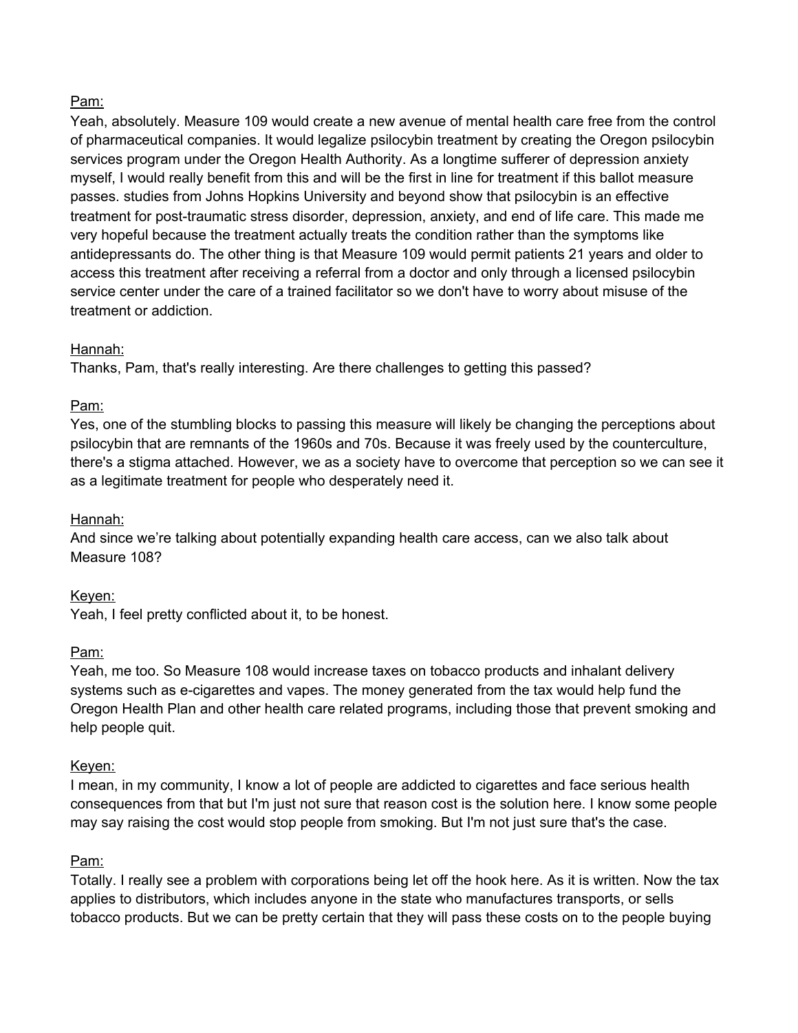Pam:
Yeah, absolutely. Measure 109 would create a new avenue of mental health care free from the control of pharmaceutical companies. It would legalize psilocybin treatment by creating the Oregon psilocybin services program under the Oregon Health Authority. As a longtime sufferer of depression anxiety myself, I would really benefit from this and will be the first in line for treatment if this ballot measure passes. studies from Johns Hopkins University and beyond show that psilocybin is an effective treatment for post-traumatic stress disorder, depression, anxiety, and end of life care. This made me very hopeful because the treatment actually treats the condition rather than the symptoms like antidepressants do. The other thing is that Measure 109 would permit patients 21 years and older to access this treatment after receiving a referral from a doctor and only through a licensed psilocybin service center under the care of a trained facilitator so we don't have to worry about misuse of the treatment or addiction.

Hannah:
Thanks, Pam, that's really interesting. Are there challenges to getting this passed?

Pam:
Yes, one of the stumbling blocks to passing this measure will likely be changing the perceptions about psilocybin that are remnants of the 1960s and 70s. Because it was freely used by the counterculture, there's a stigma attached. However, we as a society have to overcome that perception so we can see it as a legitimate treatment for people who desperately need it.

Hannah:
And since we're talking about potentially expanding health care access, can we also talk about Measure 108?

Keyen:
Yeah, I feel pretty conflicted about it, to be honest.

Pam:
Yeah, me too. So Measure 108 would increase taxes on tobacco products and inhalant delivery systems such as e-cigarettes and vapes. The money generated from the tax would help fund the Oregon Health Plan and other health care related programs, including those that prevent smoking and help people quit.

Keyen:
I mean, in my community, I know a lot of people are addicted to cigarettes and face serious health consequences from that but I'm just not sure that reason cost is the solution here. I know some people may say raising the cost would stop people from smoking. But I'm not just sure that's the case.

Pam:
Totally. I really see a problem with corporations being let off the hook here. As it is written. Now the tax applies to distributors, which includes anyone in the state who manufactures transports, or sells tobacco products. But we can be pretty certain that they will pass these costs on to the people buying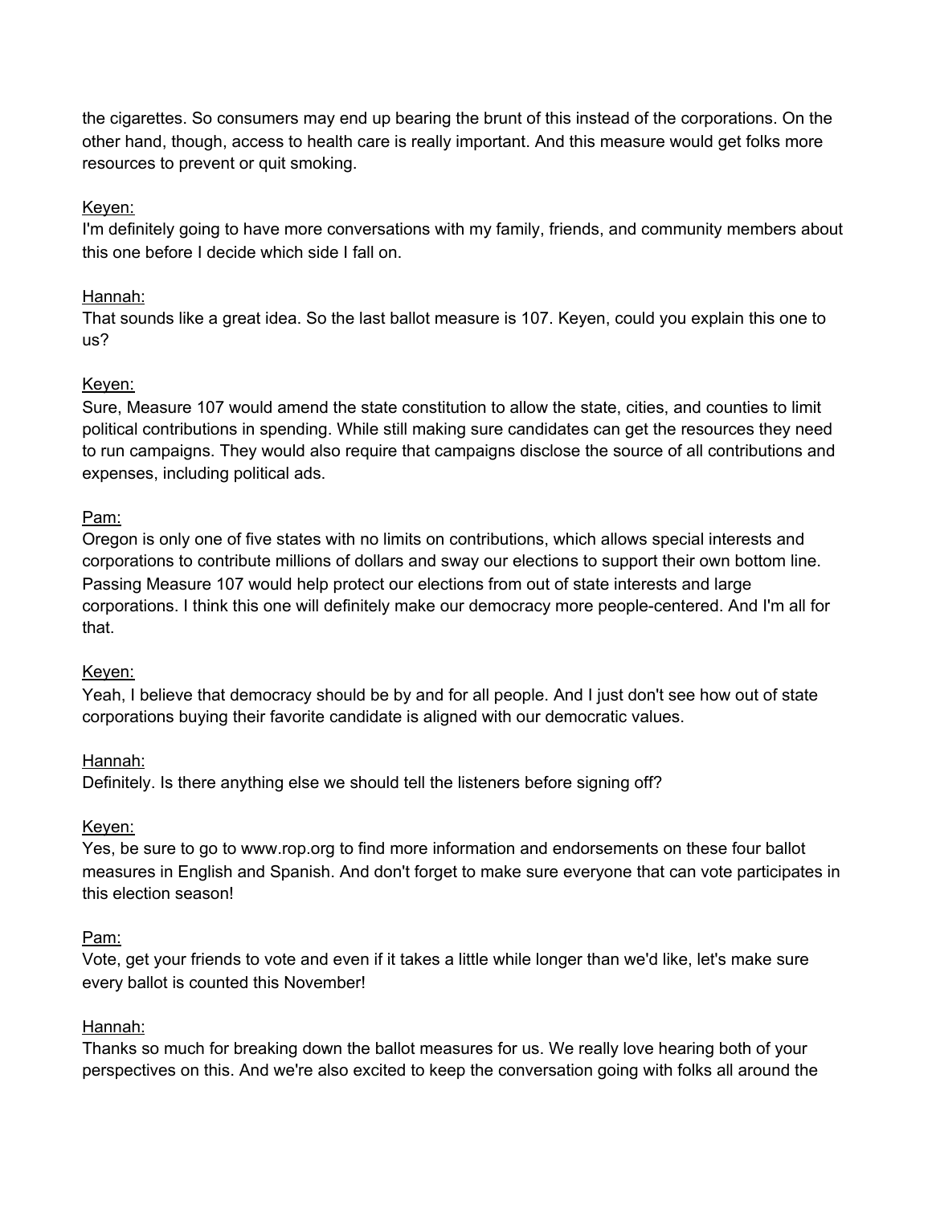the cigarettes. So consumers may end up bearing the brunt of this instead of the corporations. On the other hand, though, access to health care is really important. And this measure would get folks more resources to prevent or quit smoking.

Keyen:
I'm definitely going to have more conversations with my family, friends, and community members about this one before I decide which side I fall on.

Hannah:
That sounds like a great idea. So the last ballot measure is 107. Keyen, could you explain this one to us?

Keyen:
Sure, Measure 107 would amend the state constitution to allow the state, cities, and counties to limit political contributions in spending. While still making sure candidates can get the resources they need to run campaigns. They would also require that campaigns disclose the source of all contributions and expenses, including political ads.

Pam:
Oregon is only one of five states with no limits on contributions, which allows special interests and corporations to contribute millions of dollars and sway our elections to support their own bottom line. Passing Measure 107 would help protect our elections from out of state interests and large corporations. I think this one will definitely make our democracy more people-centered. And I'm all for that.

Keyen:
Yeah, I believe that democracy should be by and for all people. And I just don't see how out of state corporations buying their favorite candidate is aligned with our democratic values.

Hannah:
Definitely. Is there anything else we should tell the listeners before signing off?

Keyen:
Yes, be sure to go to www.rop.org to find more information and endorsements on these four ballot measures in English and Spanish. And don't forget to make sure everyone that can vote participates in this election season!

Pam:
Vote, get your friends to vote and even if it takes a little while longer than we'd like, let's make sure every ballot is counted this November!

Hannah:
Thanks so much for breaking down the ballot measures for us. We really love hearing both of your perspectives on this. And we're also excited to keep the conversation going with folks all around the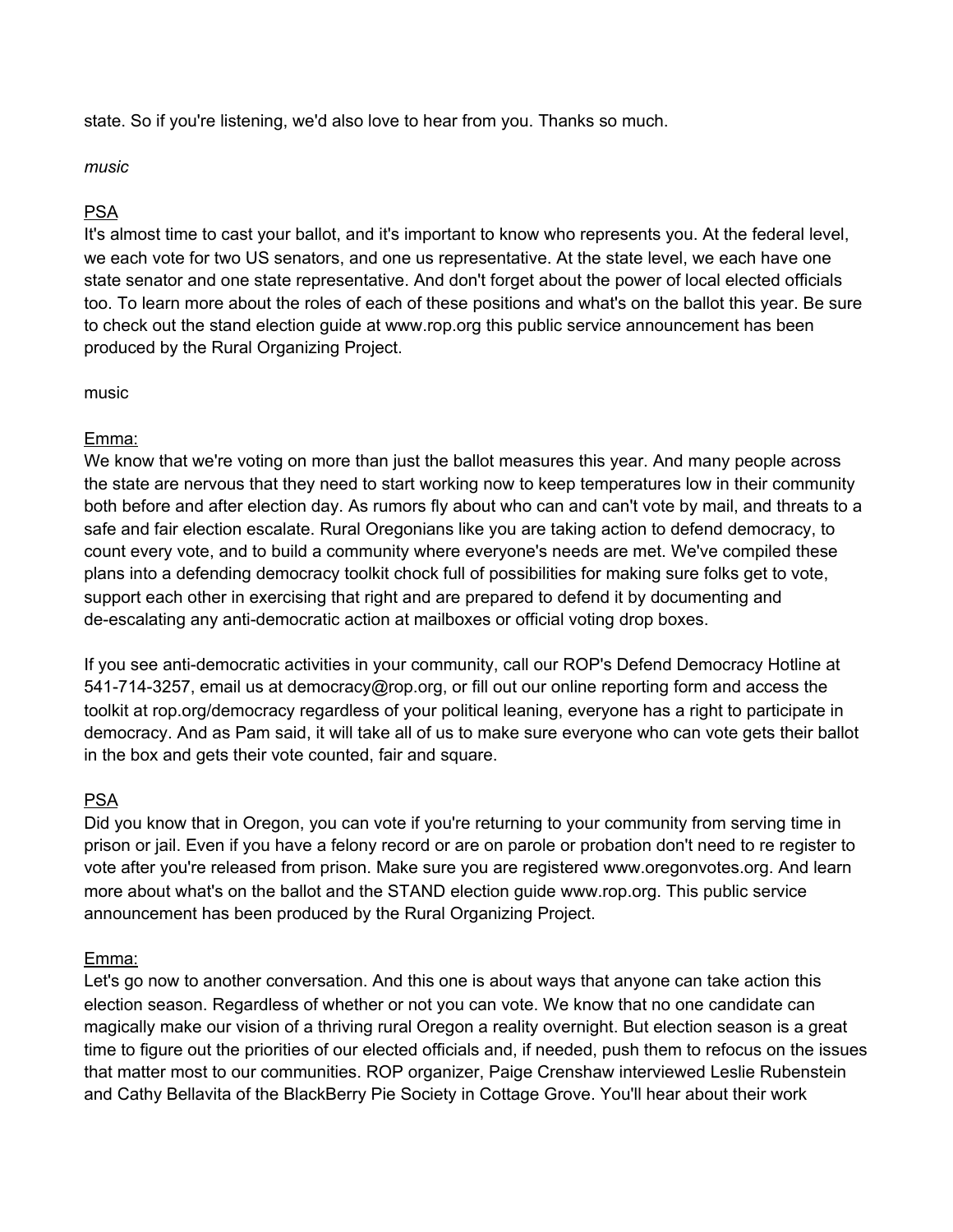state. So if you're listening, we'd also love to hear from you. Thanks so much.

*music*

<u>PSA</u>
It's almost time to cast your ballot, and it's important to know who represents you. At the federal level, we each vote for two US senators, and one us representative. At the state level, we each have one state senator and one state representative. And don't forget about the power of local elected officials too. To learn more about the roles of each of these positions and what's on the ballot this year. Be sure to check out the stand election guide at www.rop.org this public service announcement has been produced by the Rural Organizing Project.

music

<u>Emma:</u>
We know that we're voting on more than just the ballot measures this year. And many people across the state are nervous that they need to start working now to keep temperatures low in their community both before and after election day. As rumors fly about who can and can't vote by mail, and threats to a safe and fair election escalate. Rural Oregonians like you are taking action to defend democracy, to count every vote, and to build a community where everyone's needs are met. We've compiled these plans into a defending democracy toolkit chock full of possibilities for making sure folks get to vote, support each other in exercising that right and are prepared to defend it by documenting and de-escalating any anti-democratic action at mailboxes or official voting drop boxes.

If you see anti-democratic activities in your community, call our ROP's Defend Democracy Hotline at 541-714-3257, email us at democracy@rop.org, or fill out our online reporting form and access the toolkit at rop.org/democracy regardless of your political leaning, everyone has a right to participate in democracy. And as Pam said, it will take all of us to make sure everyone who can vote gets their ballot in the box and gets their vote counted, fair and square.

<u>PSA</u>
Did you know that in Oregon, you can vote if you're returning to your community from serving time in prison or jail. Even if you have a felony record or are on parole or probation don't need to re register to vote after you're released from prison. Make sure you are registered www.oregonvotes.org. And learn more about what's on the ballot and the STAND election guide www.rop.org. This public service announcement has been produced by the Rural Organizing Project.

<u>Emma:</u>
Let's go now to another conversation. And this one is about ways that anyone can take action this election season. Regardless of whether or not you can vote. We know that no one candidate can magically make our vision of a thriving rural Oregon a reality overnight. But election season is a great time to figure out the priorities of our elected officials and, if needed, push them to refocus on the issues that matter most to our communities. ROP organizer, Paige Crenshaw interviewed Leslie Rubenstein and Cathy Bellavita of the BlackBerry Pie Society in Cottage Grove. You'll hear about their work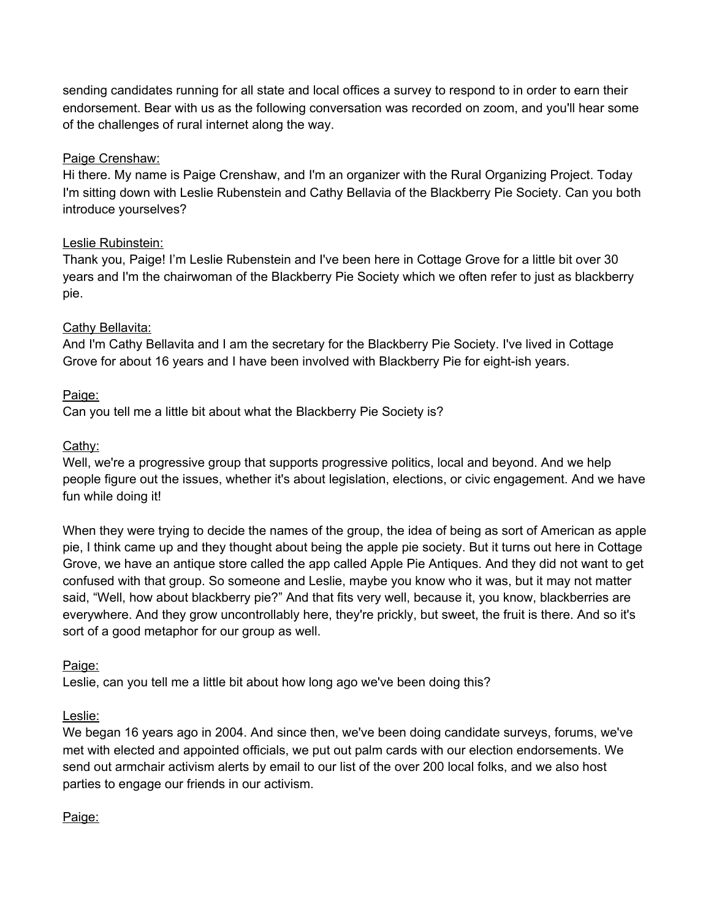sending candidates running for all state and local offices a survey to respond to in order to earn their endorsement. Bear with us as the following conversation was recorded on zoom, and you'll hear some of the challenges of rural internet along the way.

Paige Crenshaw:
Hi there. My name is Paige Crenshaw, and I'm an organizer with the Rural Organizing Project. Today I'm sitting down with Leslie Rubenstein and Cathy Bellavia of the Blackberry Pie Society. Can you both introduce yourselves?

Leslie Rubinstein:
Thank you, Paige! I'm Leslie Rubenstein and I've been here in Cottage Grove for a little bit over 30 years and I'm the chairwoman of the Blackberry Pie Society which we often refer to just as blackberry pie.

Cathy Bellavita:
And I'm Cathy Bellavita and I am the secretary for the Blackberry Pie Society. I've lived in Cottage Grove for about 16 years and I have been involved with Blackberry Pie for eight-ish years.

Paige:
Can you tell me a little bit about what the Blackberry Pie Society is?

Cathy:
Well, we're a progressive group that supports progressive politics, local and beyond. And we help people figure out the issues, whether it's about legislation, elections, or civic engagement. And we have fun while doing it!

When they were trying to decide the names of the group, the idea of being as sort of American as apple pie, I think came up and they thought about being the apple pie society. But it turns out here in Cottage Grove, we have an antique store called the app called Apple Pie Antiques. And they did not want to get confused with that group. So someone and Leslie, maybe you know who it was, but it may not matter said, "Well, how about blackberry pie?" And that fits very well, because it, you know, blackberries are everywhere. And they grow uncontrollably here, they're prickly, but sweet, the fruit is there. And so it's sort of a good metaphor for our group as well.

Paige:
Leslie, can you tell me a little bit about how long ago we've been doing this?

Leslie:
We began 16 years ago in 2004. And since then, we've been doing candidate surveys, forums, we've met with elected and appointed officials, we put out palm cards with our election endorsements. We send out armchair activism alerts by email to our list of the over 200 local folks, and we also host parties to engage our friends in our activism.

Paige: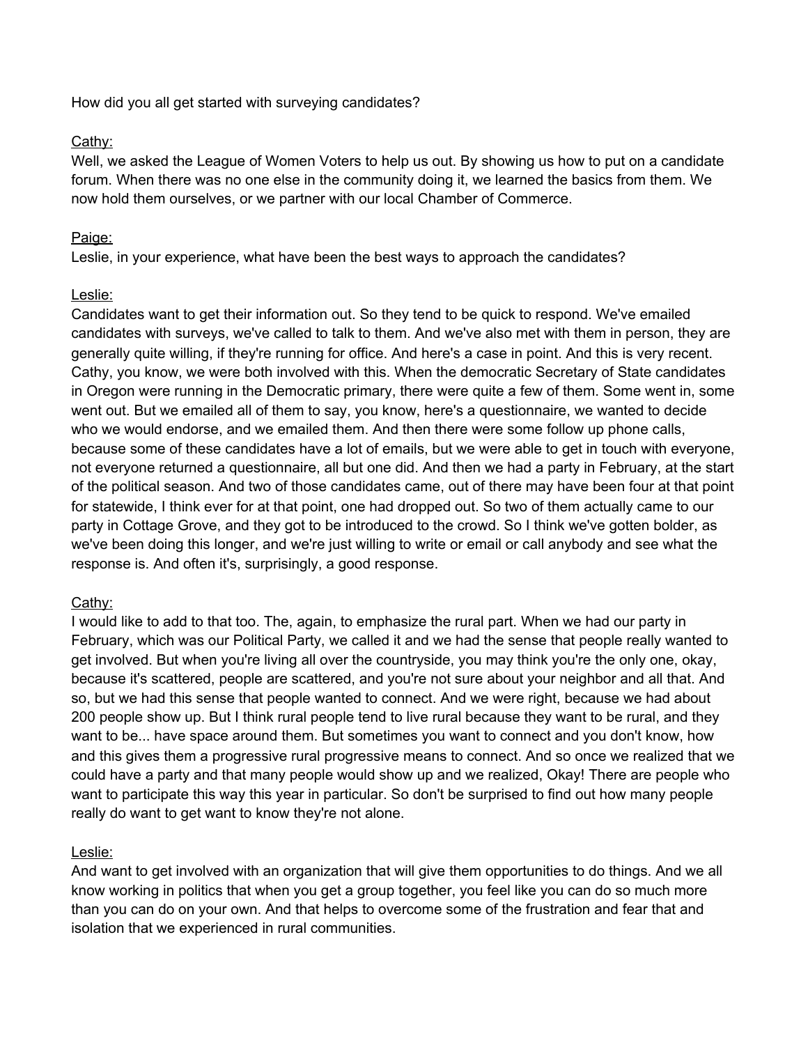How did you all get started with surveying candidates?

Cathy:
Well, we asked the League of Women Voters to help us out. By showing us how to put on a candidate forum. When there was no one else in the community doing it, we learned the basics from them. We now hold them ourselves, or we partner with our local Chamber of Commerce.

Paige:
Leslie, in your experience, what have been the best ways to approach the candidates?

Leslie:
Candidates want to get their information out. So they tend to be quick to respond. We've emailed candidates with surveys, we've called to talk to them. And we've also met with them in person, they are generally quite willing, if they're running for office. And here's a case in point. And this is very recent. Cathy, you know, we were both involved with this. When the democratic Secretary of State candidates in Oregon were running in the Democratic primary, there were quite a few of them. Some went in, some went out. But we emailed all of them to say, you know, here's a questionnaire, we wanted to decide who we would endorse, and we emailed them. And then there were some follow up phone calls, because some of these candidates have a lot of emails, but we were able to get in touch with everyone, not everyone returned a questionnaire, all but one did. And then we had a party in February, at the start of the political season. And two of those candidates came, out of there may have been four at that point for statewide, I think ever for at that point, one had dropped out. So two of them actually came to our party in Cottage Grove, and they got to be introduced to the crowd. So I think we've gotten bolder, as we've been doing this longer, and we're just willing to write or email or call anybody and see what the response is. And often it's, surprisingly, a good response.

Cathy:
I would like to add to that too. The, again, to emphasize the rural part. When we had our party in February, which was our Political Party, we called it and we had the sense that people really wanted to get involved. But when you're living all over the countryside, you may think you're the only one, okay, because it's scattered, people are scattered, and you're not sure about your neighbor and all that. And so, but we had this sense that people wanted to connect. And we were right, because we had about 200 people show up. But I think rural people tend to live rural because they want to be rural, and they want to be... have space around them. But sometimes you want to connect and you don't know, how and this gives them a progressive rural progressive means to connect. And so once we realized that we could have a party and that many people would show up and we realized, Okay! There are people who want to participate this way this year in particular. So don't be surprised to find out how many people really do want to get want to know they're not alone.

Leslie:
And want to get involved with an organization that will give them opportunities to do things. And we all know working in politics that when you get a group together, you feel like you can do so much more than you can do on your own. And that helps to overcome some of the frustration and fear that and isolation that we experienced in rural communities.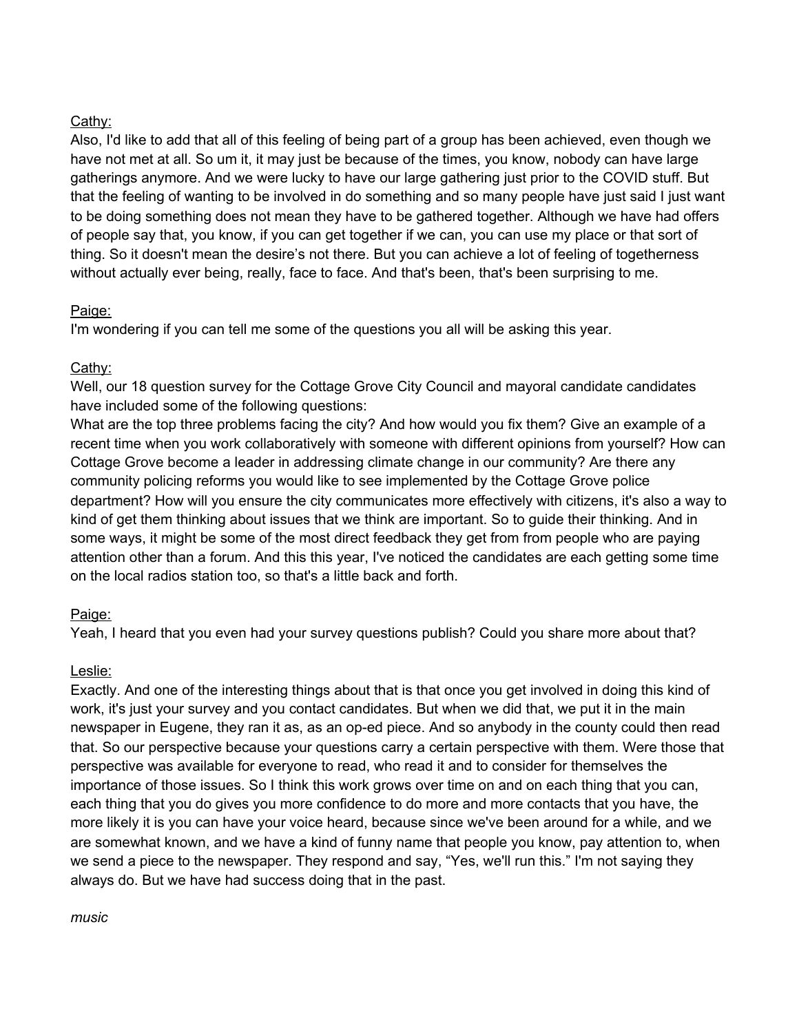Cathy:
Also, I'd like to add that all of this feeling of being part of a group has been achieved, even though we have not met at all. So um it, it may just be because of the times, you know, nobody can have large gatherings anymore. And we were lucky to have our large gathering just prior to the COVID stuff. But that the feeling of wanting to be involved in do something and so many people have just said I just want to be doing something does not mean they have to be gathered together. Although we have had offers of people say that, you know, if you can get together if we can, you can use my place or that sort of thing. So it doesn't mean the desire's not there. But you can achieve a lot of feeling of togetherness without actually ever being, really, face to face. And that's been, that's been surprising to me.

Paige:
I'm wondering if you can tell me some of the questions you all will be asking this year.

Cathy:
Well, our 18 question survey for the Cottage Grove City Council and mayoral candidate candidates have included some of the following questions:
What are the top three problems facing the city? And how would you fix them? Give an example of a recent time when you work collaboratively with someone with different opinions from yourself? How can Cottage Grove become a leader in addressing climate change in our community? Are there any community policing reforms you would like to see implemented by the Cottage Grove police department? How will you ensure the city communicates more effectively with citizens, it's also a way to kind of get them thinking about issues that we think are important. So to guide their thinking. And in some ways, it might be some of the most direct feedback they get from from people who are paying attention other than a forum. And this this year, I've noticed the candidates are each getting some time on the local radios station too, so that's a little back and forth.

Paige:
Yeah, I heard that you even had your survey questions publish? Could you share more about that?

Leslie:
Exactly. And one of the interesting things about that is that once you get involved in doing this kind of work, it's just your survey and you contact candidates. But when we did that, we put it in the main newspaper in Eugene, they ran it as, as an op-ed piece. And so anybody in the county could then read that. So our perspective because your questions carry a certain perspective with them. Were those that perspective was available for everyone to read, who read it and to consider for themselves the importance of those issues. So I think this work grows over time on and on each thing that you can, each thing that you do gives you more confidence to do more and more contacts that you have, the more likely it is you can have your voice heard, because since we've been around for a while, and we are somewhat known, and we have a kind of funny name that people you know, pay attention to, when we send a piece to the newspaper. They respond and say, "Yes, we'll run this." I'm not saying they always do. But we have had success doing that in the past.

*music*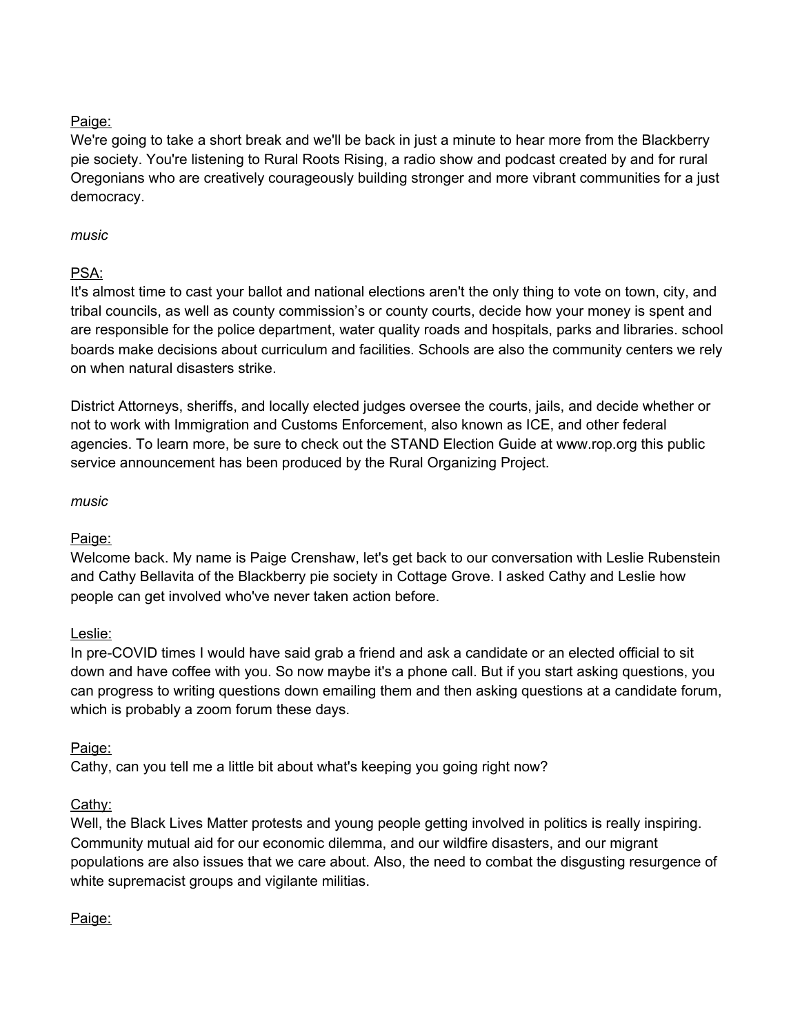Paige:
We're going to take a short break and we'll be back in just a minute to hear more from the Blackberry pie society. You're listening to Rural Roots Rising, a radio show and podcast created by and for rural Oregonians who are creatively courageously building stronger and more vibrant communities for a just democracy.

*music*

PSA:
It's almost time to cast your ballot and national elections aren't the only thing to vote on town, city, and tribal councils, as well as county commission's or county courts, decide how your money is spent and are responsible for the police department, water quality roads and hospitals, parks and libraries. school boards make decisions about curriculum and facilities. Schools are also the community centers we rely on when natural disasters strike.

District Attorneys, sheriffs, and locally elected judges oversee the courts, jails, and decide whether or not to work with Immigration and Customs Enforcement, also known as ICE, and other federal agencies. To learn more, be sure to check out the STAND Election Guide at www.rop.org this public service announcement has been produced by the Rural Organizing Project.

*music*

Paige:
Welcome back. My name is Paige Crenshaw, let's get back to our conversation with Leslie Rubenstein and Cathy Bellavita of the Blackberry pie society in Cottage Grove. I asked Cathy and Leslie how people can get involved who've never taken action before.

Leslie:
In pre-COVID times I would have said grab a friend and ask a candidate or an elected official to sit down and have coffee with you. So now maybe it's a phone call. But if you start asking questions, you can progress to writing questions down emailing them and then asking questions at a candidate forum, which is probably a zoom forum these days.

Paige:
Cathy, can you tell me a little bit about what's keeping you going right now?

Cathy:
Well, the Black Lives Matter protests and young people getting involved in politics is really inspiring. Community mutual aid for our economic dilemma, and our wildfire disasters, and our migrant populations are also issues that we care about. Also, the need to combat the disgusting resurgence of white supremacist groups and vigilante militias.

Paige: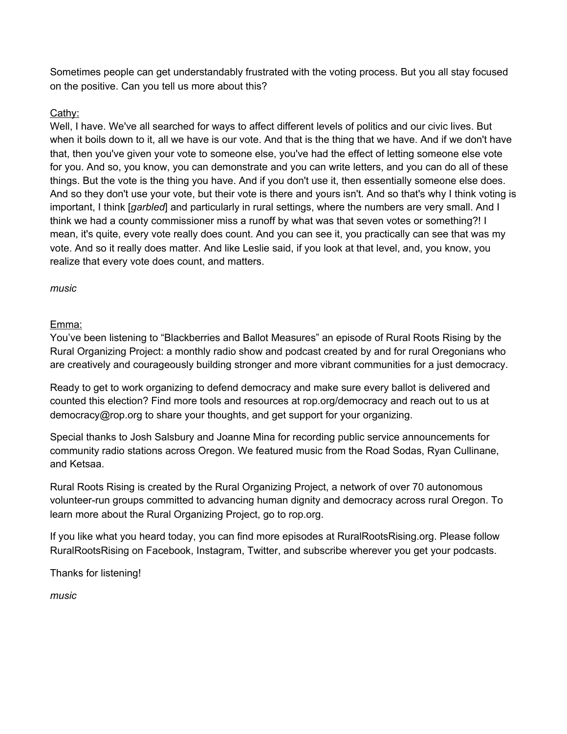Sometimes people can get understandably frustrated with the voting process. But you all stay focused on the positive. Can you tell us more about this?

Cathy:
Well, I have. We've all searched for ways to affect different levels of politics and our civic lives. But when it boils down to it, all we have is our vote. And that is the thing that we have. And if we don't have that, then you've given your vote to someone else, you've had the effect of letting someone else vote for you. And so, you know, you can demonstrate and you can write letters, and you can do all of these things. But the vote is the thing you have. And if you don't use it, then essentially someone else does. And so they don't use your vote, but their vote is there and yours isn't. And so that's why I think voting is important, I think [*garbled*] and particularly in rural settings, where the numbers are very small. And I think we had a county commissioner miss a runoff by what was that seven votes or something?! I mean, it's quite, every vote really does count. And you can see it, you practically can see that was my vote. And so it really does matter. And like Leslie said, if you look at that level, and, you know, you realize that every vote does count, and matters.

*music*

Emma:
You've been listening to "Blackberries and Ballot Measures" an episode of Rural Roots Rising by the Rural Organizing Project: a monthly radio show and podcast created by and for rural Oregonians who are creatively and courageously building stronger and more vibrant communities for a just democracy.

Ready to get to work organizing to defend democracy and make sure every ballot is delivered and counted this election? Find more tools and resources at rop.org/democracy and reach out to us at democracy@rop.org to share your thoughts, and get support for your organizing.

Special thanks to Josh Salsbury and Joanne Mina for recording public service announcements for community radio stations across Oregon. We featured music from the Road Sodas, Ryan Cullinane, and Ketsaa.

Rural Roots Rising is created by the Rural Organizing Project, a network of over 70 autonomous volunteer-run groups committed to advancing human dignity and democracy across rural Oregon. To learn more about the Rural Organizing Project, go to rop.org.

If you like what you heard today, you can find more episodes at RuralRootsRising.org. Please follow RuralRootsRising on Facebook, Instagram, Twitter, and subscribe wherever you get your podcasts.

Thanks for listening!

*music*